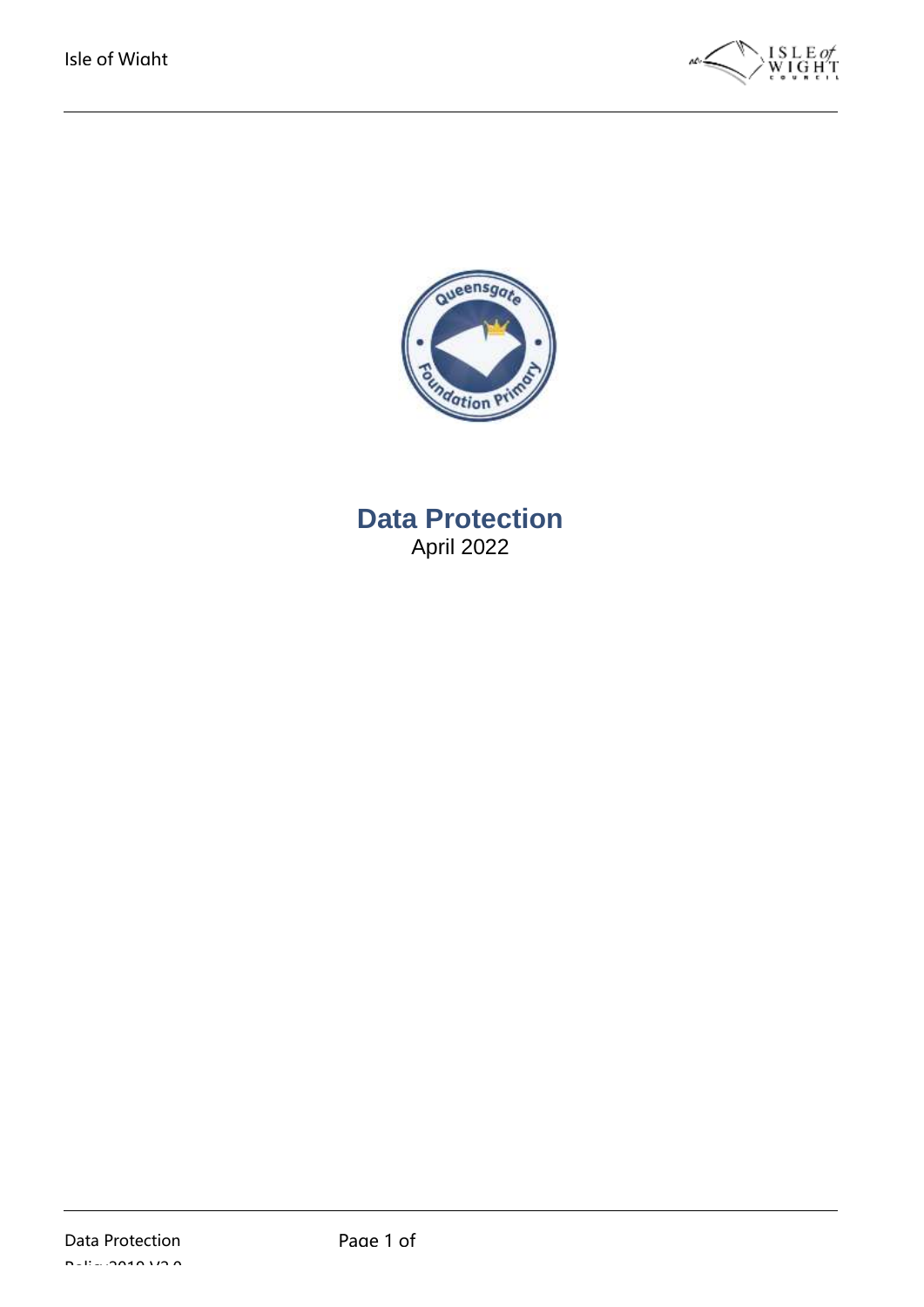# Data Protection

April 2022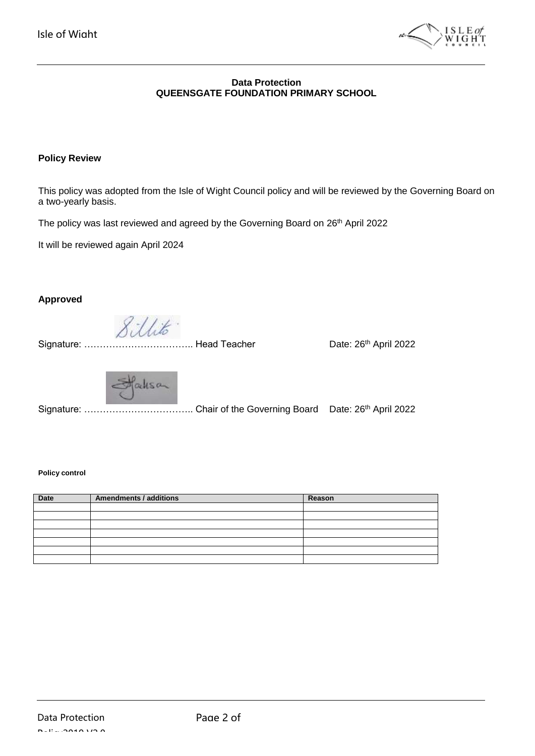**Data Protection**
**QUEENSGATE FOUNDATION PRIMARY SCHOOL**

**Policy Review**

This policy was adopted from the Isle of Wight Council policy and will be reviewed by the Governing Board on a two-yearly basis.

The policy was last reviewed and agreed by the Governing Board on 26th April 2022

It will be reviewed again April 2024

**Approved**

Signature: …………………………….. Head Teacher Date: 26th April 2022

Signature: …………………………….. Chair of the Governing Board Date: 26th April 2022

**Policy control**

| Date | Amendments / additions | Reason |
| --- | --- | --- |
| | | |
| | | |
| | | |
| | | |
| | | |
| | | |
| | | |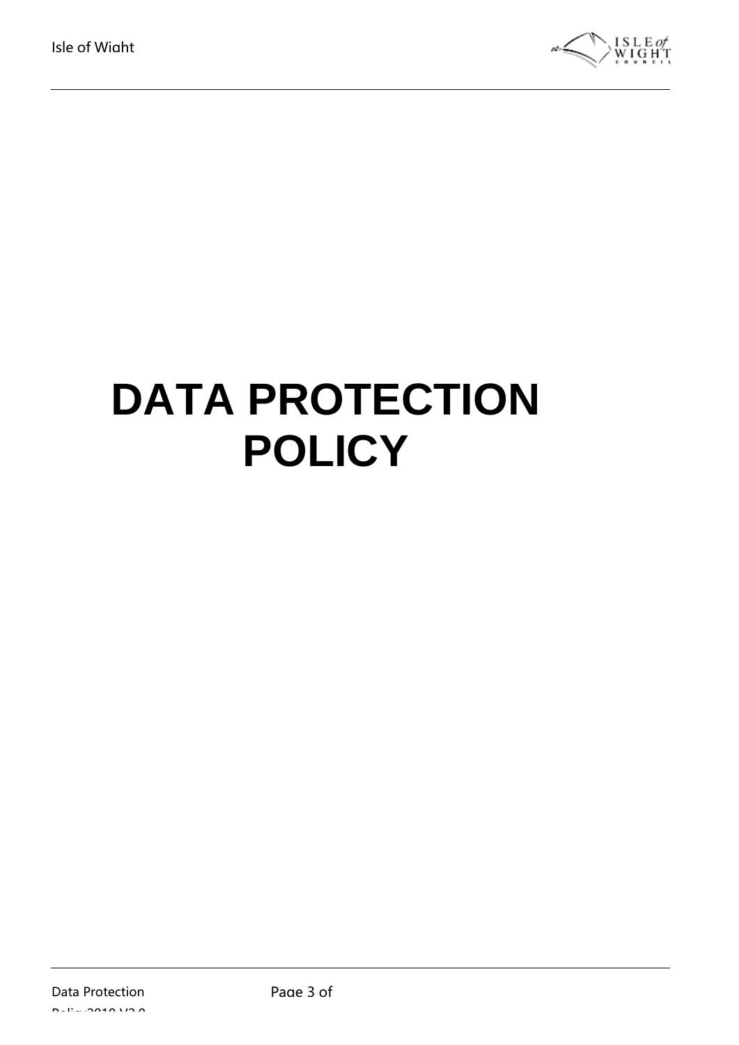# DATA PROTECTION POLICY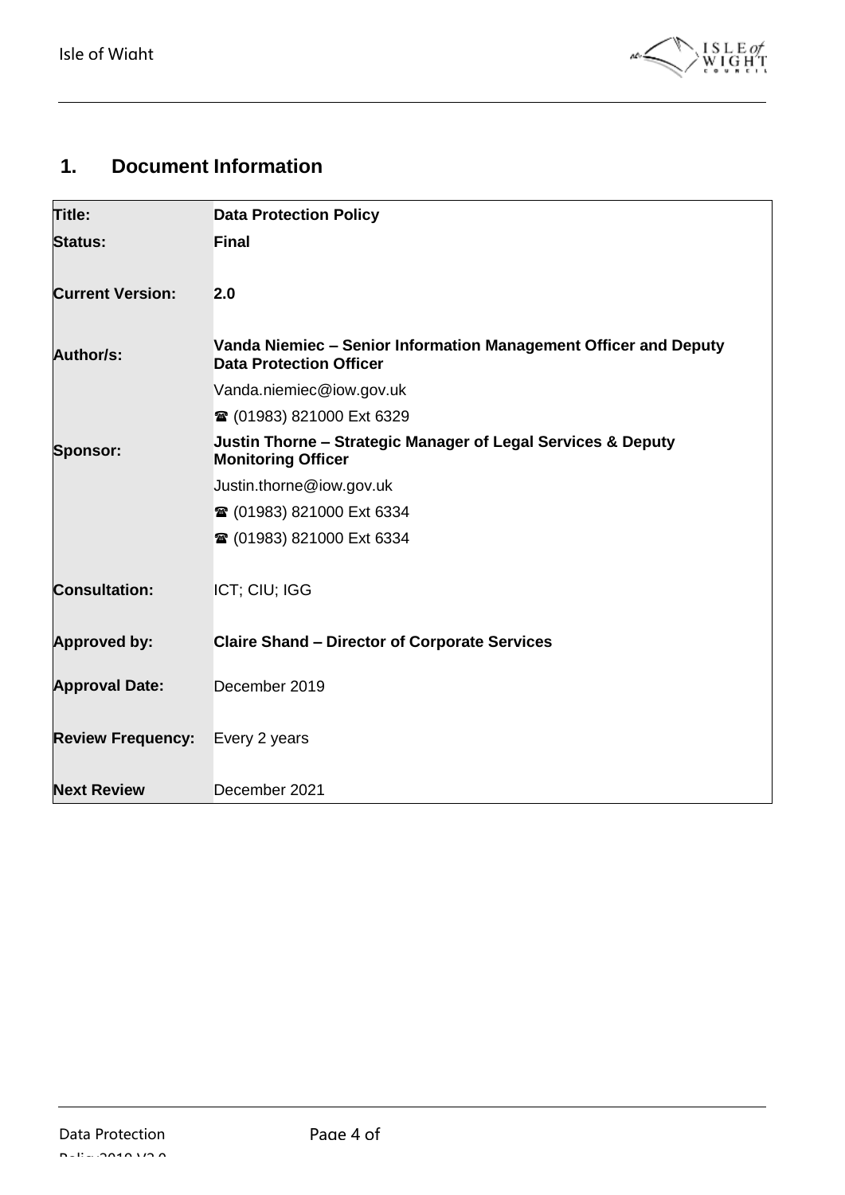## 1. Document Information

| Title: | **Data Protection Policy** |
|---|---|
| **Status:** | **Final** |
| **Current Version:** | **2.0** |
| **Author/s:** | **Vanda Niemiec – Senior Information Management Officer and Deputy Data Protection Officer**<br>Vanda.niemiec@iow.gov.uk<br>☎ (01983) 821000 Ext 6329 |
| **Sponsor:** | **Justin Thorne – Strategic Manager of Legal Services & Deputy Monitoring Officer**<br>Justin.thorne@iow.gov.uk<br>☎ (01983) 821000 Ext 6334<br>☎ (01983) 821000 Ext 6334 |
| **Consultation:** | ICT; CIU; IGG |
| **Approved by:** | **Claire Shand – Director of Corporate Services** |
| **Approval Date:** | December 2019 |
| **Review Frequency:** | Every 2 years |
| **Next Review** | December 2021 |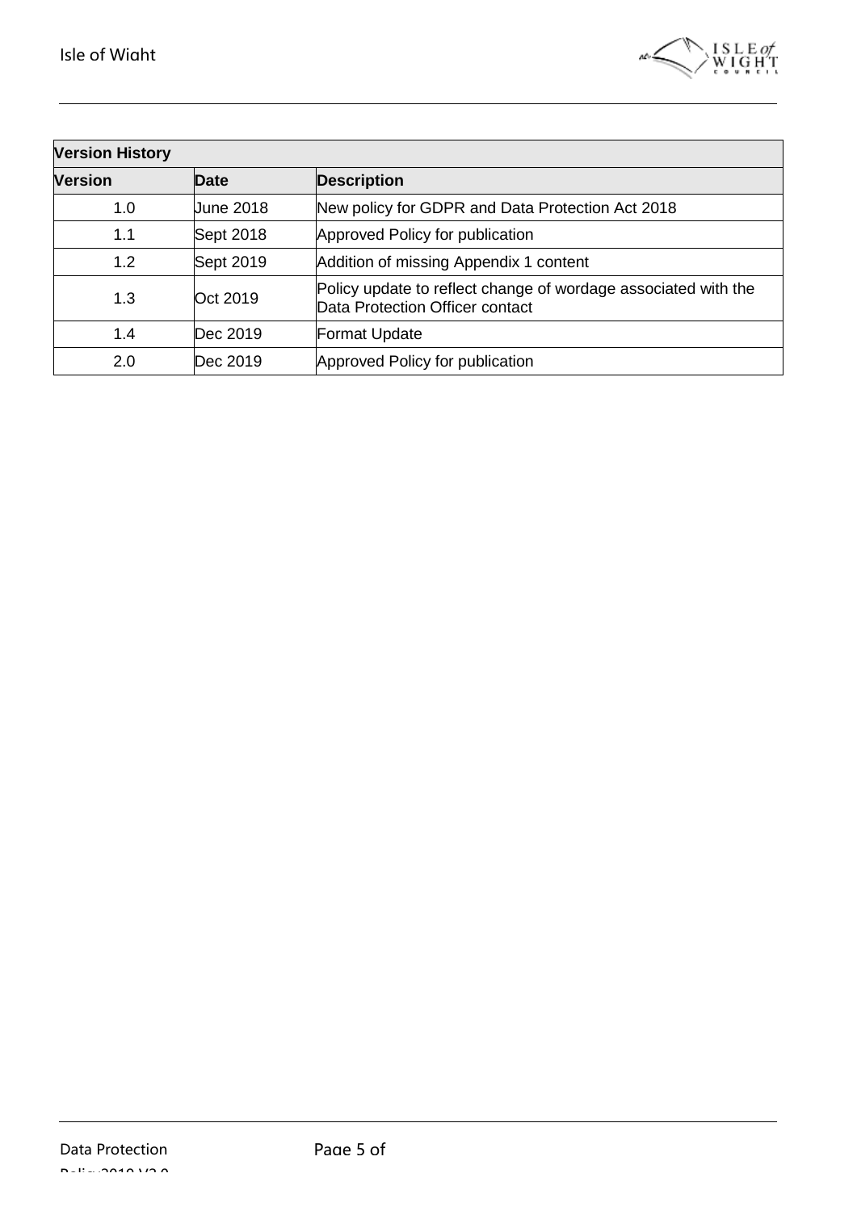| Version History | | |
|---|---|---|
| **Version** | **Date** | **Description** |
| 1.0 | June 2018 | New policy for GDPR and Data Protection Act 2018 |
| 1.1 | Sept 2018 | Approved Policy for publication |
| 1.2 | Sept 2019 | Addition of missing Appendix 1 content |
| 1.3 | Oct 2019 | Policy update to reflect change of wordage associated with the Data Protection Officer contact |
| 1.4 | Dec 2019 | Format Update |
| 2.0 | Dec 2019 | Approved Policy for publication |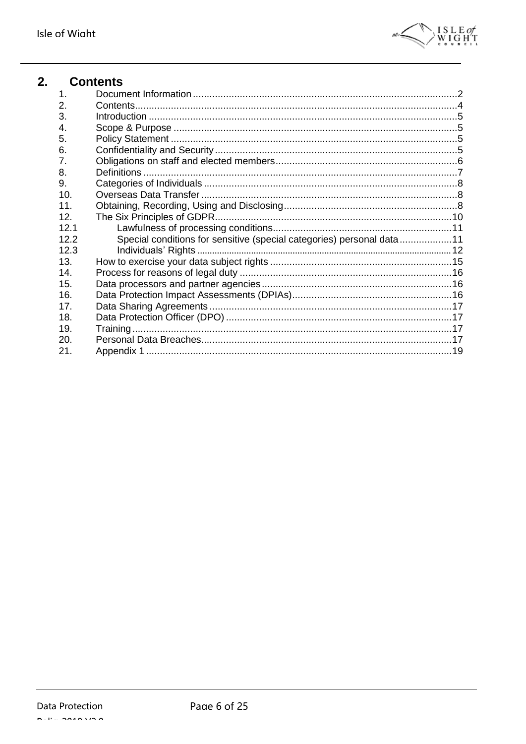## 2. Contents

| | | |
|---|---|---|
| 1. | Document Information | 2 |
| 2. | Contents | 4 |
| 3. | Introduction | 5 |
| 4. | Scope & Purpose | 5 |
| 5. | Policy Statement | 5 |
| 6. | Confidentiality and Security | 5 |
| 7. | Obligations on staff and elected members | 6 |
| 8. | Definitions | 7 |
| 9. | Categories of Individuals | 8 |
| 10. | Overseas Data Transfer | 8 |
| 11. | Obtaining, Recording, Using and Disclosing | 8 |
| 12. | The Six Principles of GDPR | 10 |
| 12.1 | Lawfulness of processing conditions | 11 |
| 12.2 | Special conditions for sensitive (special categories) personal data | 11 |
| 12.3 | Individuals' Rights | 12 |
| 13. | How to exercise your data subject rights | 15 |
| 14. | Process for reasons of legal duty | 16 |
| 15. | Data processors and partner agencies | 16 |
| 16. | Data Protection Impact Assessments (DPIAs) | 16 |
| 17. | Data Sharing Agreements | 17 |
| 18. | Data Protection Officer (DPO) | 17 |
| 19. | Training | 17 |
| 20. | Personal Data Breaches | 17 |
| 21. | Appendix 1 | 19 |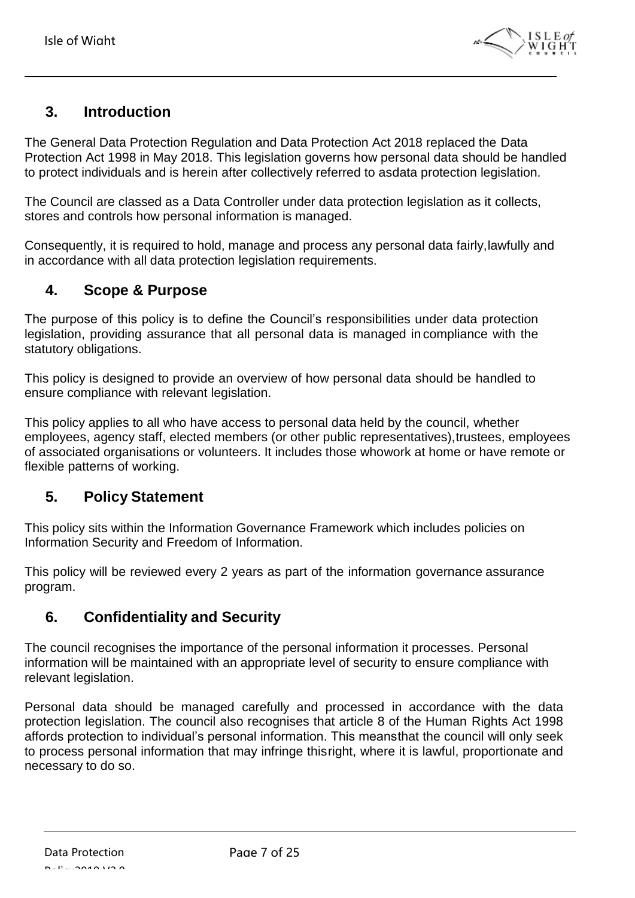## 3. Introduction

The General Data Protection Regulation and Data Protection Act 2018 replaced the Data Protection Act 1998 in May 2018. This legislation governs how personal data should be handled to protect individuals and is herein after collectively referred to asdata protection legislation.

The Council are classed as a Data Controller under data protection legislation as it collects, stores and controls how personal information is managed.

Consequently, it is required to hold, manage and process any personal data fairly,lawfully and in accordance with all data protection legislation requirements.

## 4. Scope & Purpose

The purpose of this policy is to define the Council's responsibilities under data protection legislation, providing assurance that all personal data is managed in compliance with the statutory obligations.

This policy is designed to provide an overview of how personal data should be handled to ensure compliance with relevant legislation.

This policy applies to all who have access to personal data held by the council, whether employees, agency staff, elected members (or other public representatives),trustees, employees of associated organisations or volunteers. It includes those whowork at home or have remote or flexible patterns of working.

## 5. Policy Statement

This policy sits within the Information Governance Framework which includes policies on Information Security and Freedom of Information.

This policy will be reviewed every 2 years as part of the information governance assurance program.

## 6. Confidentiality and Security

The council recognises the importance of the personal information it processes. Personal information will be maintained with an appropriate level of security to ensure compliance with relevant legislation.

Personal data should be managed carefully and processed in accordance with the data protection legislation. The council also recognises that article 8 of the Human Rights Act 1998 affords protection to individual's personal information. This meansthat the council will only seek to process personal information that may infringe thisright, where it is lawful, proportionate and necessary to do so.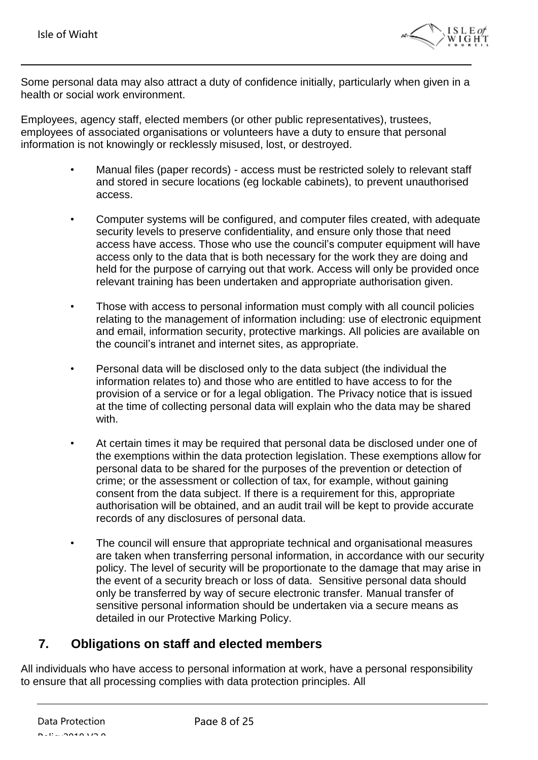Some personal data may also attract a duty of confidence initially, particularly when given in a health or social work environment.

Employees, agency staff, elected members (or other public representatives), trustees, employees of associated organisations or volunteers have a duty to ensure that personal information is not knowingly or recklessly misused, lost, or destroyed.

- Manual files (paper records) - access must be restricted solely to relevant staff and stored in secure locations (eg lockable cabinets), to prevent unauthorised access.
- Computer systems will be configured, and computer files created, with adequate security levels to preserve confidentiality, and ensure only those that need access have access. Those who use the council's computer equipment will have access only to the data that is both necessary for the work they are doing and held for the purpose of carrying out that work. Access will only be provided once relevant training has been undertaken and appropriate authorisation given.
- Those with access to personal information must comply with all council policies relating to the management of information including: use of electronic equipment and email, information security, protective markings. All policies are available on the council's intranet and internet sites, as appropriate.
- Personal data will be disclosed only to the data subject (the individual the information relates to) and those who are entitled to have access to for the provision of a service or for a legal obligation. The Privacy notice that is issued at the time of collecting personal data will explain who the data may be shared with.
- At certain times it may be required that personal data be disclosed under one of the exemptions within the data protection legislation. These exemptions allow for personal data to be shared for the purposes of the prevention or detection of crime; or the assessment or collection of tax, for example, without gaining consent from the data subject. If there is a requirement for this, appropriate authorisation will be obtained, and an audit trail will be kept to provide accurate records of any disclosures of personal data.
- The council will ensure that appropriate technical and organisational measures are taken when transferring personal information, in accordance with our security policy. The level of security will be proportionate to the damage that may arise in the event of a security breach or loss of data. Sensitive personal data should only be transferred by way of secure electronic transfer. Manual transfer of sensitive personal information should be undertaken via a secure means as detailed in our Protective Marking Policy.

## 7. Obligations on staff and elected members

All individuals who have access to personal information at work, have a personal responsibility to ensure that all processing complies with data protection principles. All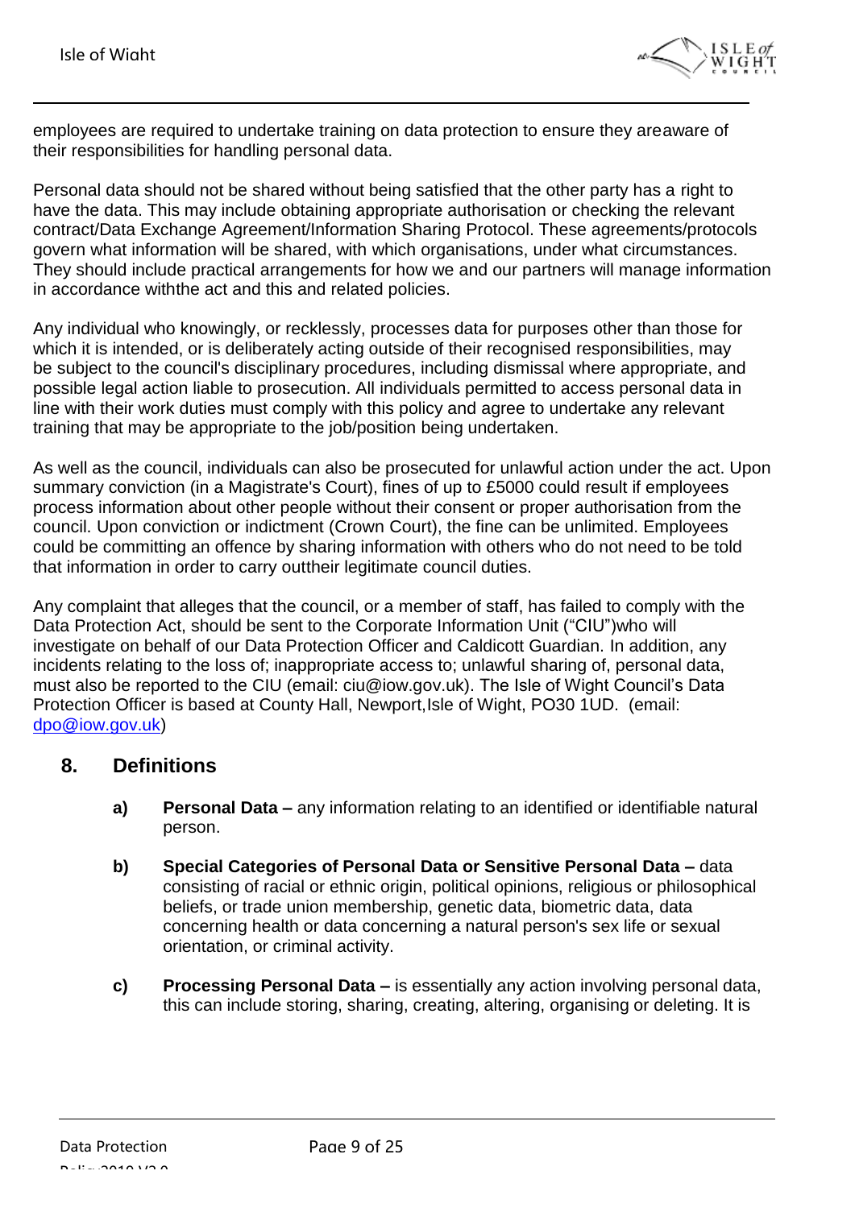employees are required to undertake training on data protection to ensure they areaware of their responsibilities for handling personal data.

Personal data should not be shared without being satisfied that the other party has a right to have the data. This may include obtaining appropriate authorisation or checking the relevant contract/Data Exchange Agreement/Information Sharing Protocol. These agreements/protocols govern what information will be shared, with which organisations, under what circumstances. They should include practical arrangements for how we and our partners will manage information in accordance withthe act and this and related policies.

Any individual who knowingly, or recklessly, processes data for purposes other than those for which it is intended, or is deliberately acting outside of their recognised responsibilities, may be subject to the council's disciplinary procedures, including dismissal where appropriate, and possible legal action liable to prosecution. All individuals permitted to access personal data in line with their work duties must comply with this policy and agree to undertake any relevant training that may be appropriate to the job/position being undertaken.

As well as the council, individuals can also be prosecuted for unlawful action under the act. Upon summary conviction (in a Magistrate's Court), fines of up to £5000 could result if employees process information about other people without their consent or proper authorisation from the council. Upon conviction or indictment (Crown Court), the fine can be unlimited. Employees could be committing an offence by sharing information with others who do not need to be told that information in order to carry outtheir legitimate council duties.

Any complaint that alleges that the council, or a member of staff, has failed to comply with the Data Protection Act, should be sent to the Corporate Information Unit ("CIU")who will investigate on behalf of our Data Protection Officer and Caldicott Guardian. In addition, any incidents relating to the loss of; inappropriate access to; unlawful sharing of, personal data, must also be reported to the CIU (email: ciu@iow.gov.uk). The Isle of Wight Council's Data Protection Officer is based at County Hall, Newport,Isle of Wight, PO30 1UD. (email: dpo@iow.gov.uk)

## 8. Definitions

**a) Personal Data –** any information relating to an identified or identifiable natural person.

**b) Special Categories of Personal Data or Sensitive Personal Data –** data consisting of racial or ethnic origin, political opinions, religious or philosophical beliefs, or trade union membership, genetic data, biometric data, data concerning health or data concerning a natural person's sex life or sexual orientation, or criminal activity.

**c) Processing Personal Data –** is essentially any action involving personal data, this can include storing, sharing, creating, altering, organising or deleting. It is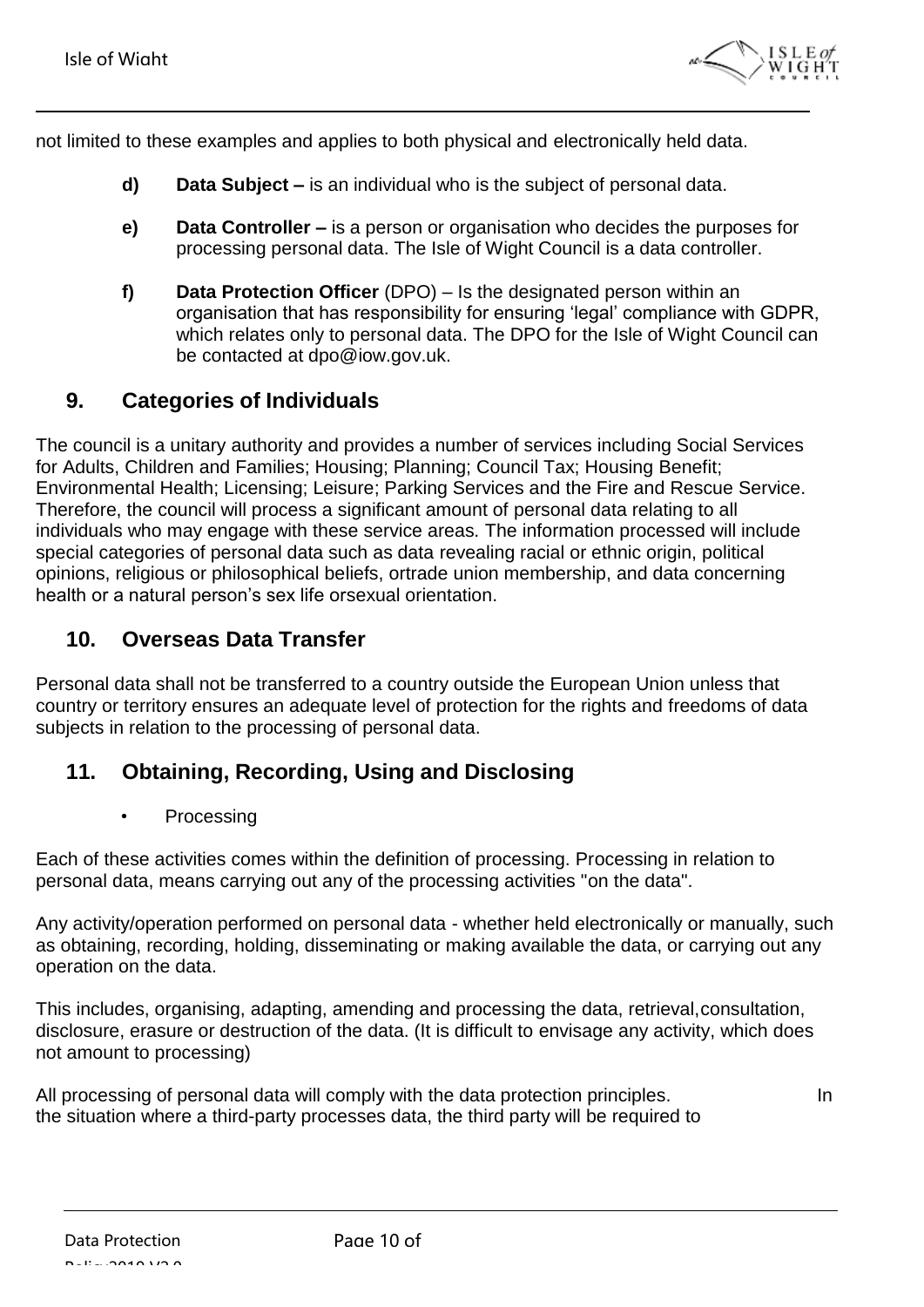not limited to these examples and applies to both physical and electronically held data.

- **d)** **Data Subject –** is an individual who is the subject of personal data.
- **e)** **Data Controller –** is a person or organisation who decides the purposes for processing personal data. The Isle of Wight Council is a data controller.
- **f)** **Data Protection Officer** (DPO) – Is the designated person within an organisation that has responsibility for ensuring 'legal' compliance with GDPR, which relates only to personal data. The DPO for the Isle of Wight Council can be contacted at dpo@iow.gov.uk.

## 9. Categories of Individuals

The council is a unitary authority and provides a number of services including Social Services for Adults, Children and Families; Housing; Planning; Council Tax; Housing Benefit; Environmental Health; Licensing; Leisure; Parking Services and the Fire and Rescue Service. Therefore, the council will process a significant amount of personal data relating to all individuals who may engage with these service areas. The information processed will include special categories of personal data such as data revealing racial or ethnic origin, political opinions, religious or philosophical beliefs, ortrade union membership, and data concerning health or a natural person's sex life orsexual orientation.

## 10. Overseas Data Transfer

Personal data shall not be transferred to a country outside the European Union unless that country or territory ensures an adequate level of protection for the rights and freedoms of data subjects in relation to the processing of personal data.

## 11. Obtaining, Recording, Using and Disclosing

- Processing

Each of these activities comes within the definition of processing. Processing in relation to personal data, means carrying out any of the processing activities "on the data".

Any activity/operation performed on personal data - whether held electronically or manually, such as obtaining, recording, holding, disseminating or making available the data, or carrying out any operation on the data.

This includes, organising, adapting, amending and processing the data, retrieval,consultation, disclosure, erasure or destruction of the data. (It is difficult to envisage any activity, which does not amount to processing)

All processing of personal data will comply with the data protection principles. In the situation where a third-party processes data, the third party will be required to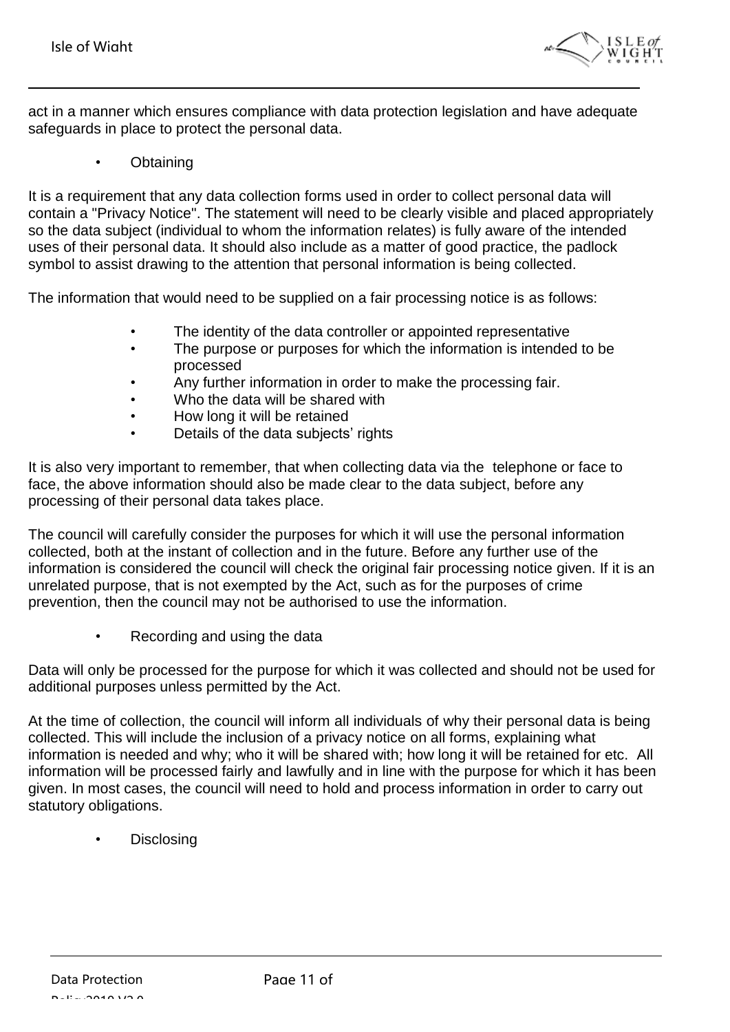act in a manner which ensures compliance with data protection legislation and have adequate safeguards in place to protect the personal data.

- Obtaining

It is a requirement that any data collection forms used in order to collect personal data will contain a "Privacy Notice". The statement will need to be clearly visible and placed appropriately so the data subject (individual to whom the information relates) is fully aware of the intended uses of their personal data. It should also include as a matter of good practice, the padlock symbol to assist drawing to the attention that personal information is being collected.

The information that would need to be supplied on a fair processing notice is as follows:

- The identity of the data controller or appointed representative
- The purpose or purposes for which the information is intended to be processed
- Any further information in order to make the processing fair.
- Who the data will be shared with
- How long it will be retained
- Details of the data subjects' rights

It is also very important to remember, that when collecting data via the telephone or face to face, the above information should also be made clear to the data subject, before any processing of their personal data takes place.

The council will carefully consider the purposes for which it will use the personal information collected, both at the instant of collection and in the future. Before any further use of the information is considered the council will check the original fair processing notice given. If it is an unrelated purpose, that is not exempted by the Act, such as for the purposes of crime prevention, then the council may not be authorised to use the information.

- Recording and using the data

Data will only be processed for the purpose for which it was collected and should not be used for additional purposes unless permitted by the Act.

At the time of collection, the council will inform all individuals of why their personal data is being collected. This will include the inclusion of a privacy notice on all forms, explaining what information is needed and why; who it will be shared with; how long it will be retained for etc. All information will be processed fairly and lawfully and in line with the purpose for which it has been given. In most cases, the council will need to hold and process information in order to carry out statutory obligations.

- Disclosing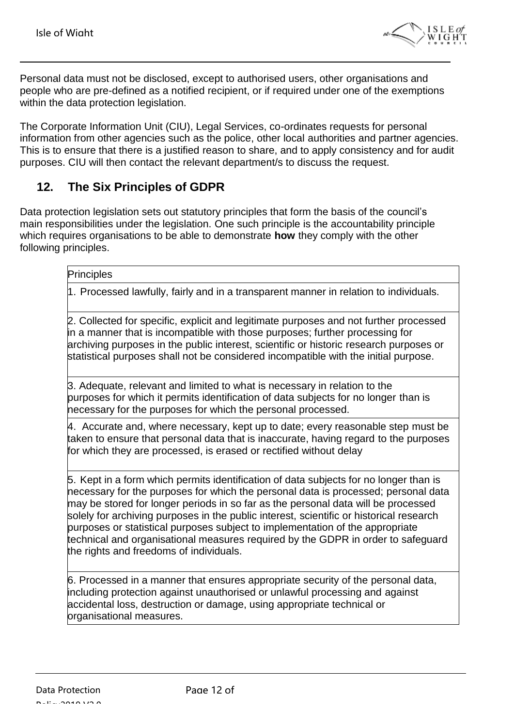Personal data must not be disclosed, except to authorised users, other organisations and people who are pre-defined as a notified recipient, or if required under one of the exemptions within the data protection legislation.

The Corporate Information Unit (CIU), Legal Services, co-ordinates requests for personal information from other agencies such as the police, other local authorities and partner agencies. This is to ensure that there is a justified reason to share, and to apply consistency and for audit purposes. CIU will then contact the relevant department/s to discuss the request.

## 12. The Six Principles of GDPR

Data protection legislation sets out statutory principles that form the basis of the council's main responsibilities under the legislation. One such principle is the accountability principle which requires organisations to be able to demonstrate **how** they comply with the other following principles.

| Principles |
|---|
| 1. Processed lawfully, fairly and in a transparent manner in relation to individuals. |
| 2. Collected for specific, explicit and legitimate purposes and not further processed in a manner that is incompatible with those purposes; further processing for archiving purposes in the public interest, scientific or historic research purposes or statistical purposes shall not be considered incompatible with the initial purpose. |
| 3. Adequate, relevant and limited to what is necessary in relation to the purposes for which it permits identification of data subjects for no longer than is necessary for the purposes for which the personal processed. |
| 4. Accurate and, where necessary, kept up to date; every reasonable step must be taken to ensure that personal data that is inaccurate, having regard to the purposes for which they are processed, is erased or rectified without delay |
| 5. Kept in a form which permits identification of data subjects for no longer than is necessary for the purposes for which the personal data is processed; personal data may be stored for longer periods in so far as the personal data will be processed solely for archiving purposes in the public interest, scientific or historical research purposes or statistical purposes subject to implementation of the appropriate technical and organisational measures required by the GDPR in order to safeguard the rights and freedoms of individuals. |
| 6. Processed in a manner that ensures appropriate security of the personal data, including protection against unauthorised or unlawful processing and against accidental loss, destruction or damage, using appropriate technical or organisational measures. |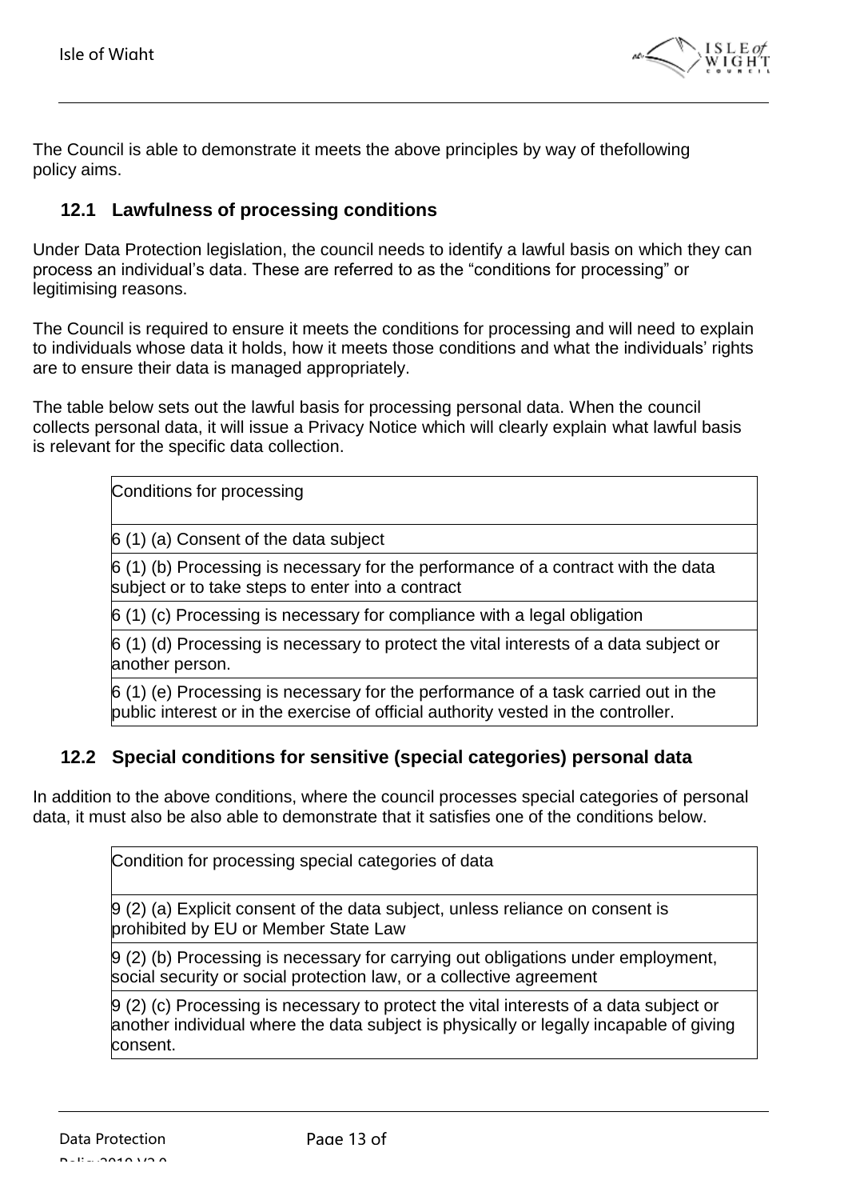The Council is able to demonstrate it meets the above principles by way of thefollowing policy aims.

### 12.1 Lawfulness of processing conditions

Under Data Protection legislation, the council needs to identify a lawful basis on which they can process an individual's data. These are referred to as the "conditions for processing" or legitimising reasons.

The Council is required to ensure it meets the conditions for processing and will need to explain to individuals whose data it holds, how it meets those conditions and what the individuals' rights are to ensure their data is managed appropriately.

The table below sets out the lawful basis for processing personal data. When the council collects personal data, it will issue a Privacy Notice which will clearly explain what lawful basis is relevant for the specific data collection.

| Conditions for processing |
| --- |
| 6 (1) (a) Consent of the data subject |
| 6 (1) (b) Processing is necessary for the performance of a contract with the data subject or to take steps to enter into a contract |
| 6 (1) (c) Processing is necessary for compliance with a legal obligation |
| 6 (1) (d) Processing is necessary to protect the vital interests of a data subject or another person. |
| 6 (1) (e) Processing is necessary for the performance of a task carried out in the public interest or in the exercise of official authority vested in the controller. |

### 12.2 Special conditions for sensitive (special categories) personal data

In addition to the above conditions, where the council processes special categories of personal data, it must also be also able to demonstrate that it satisfies one of the conditions below.

| Condition for processing special categories of data |
| --- |
| 9 (2) (a) Explicit consent of the data subject, unless reliance on consent is prohibited by EU or Member State Law |
| 9 (2) (b) Processing is necessary for carrying out obligations under employment, social security or social protection law, or a collective agreement |
| 9 (2) (c) Processing is necessary to protect the vital interests of a data subject or another individual where the data subject is physically or legally incapable of giving consent. |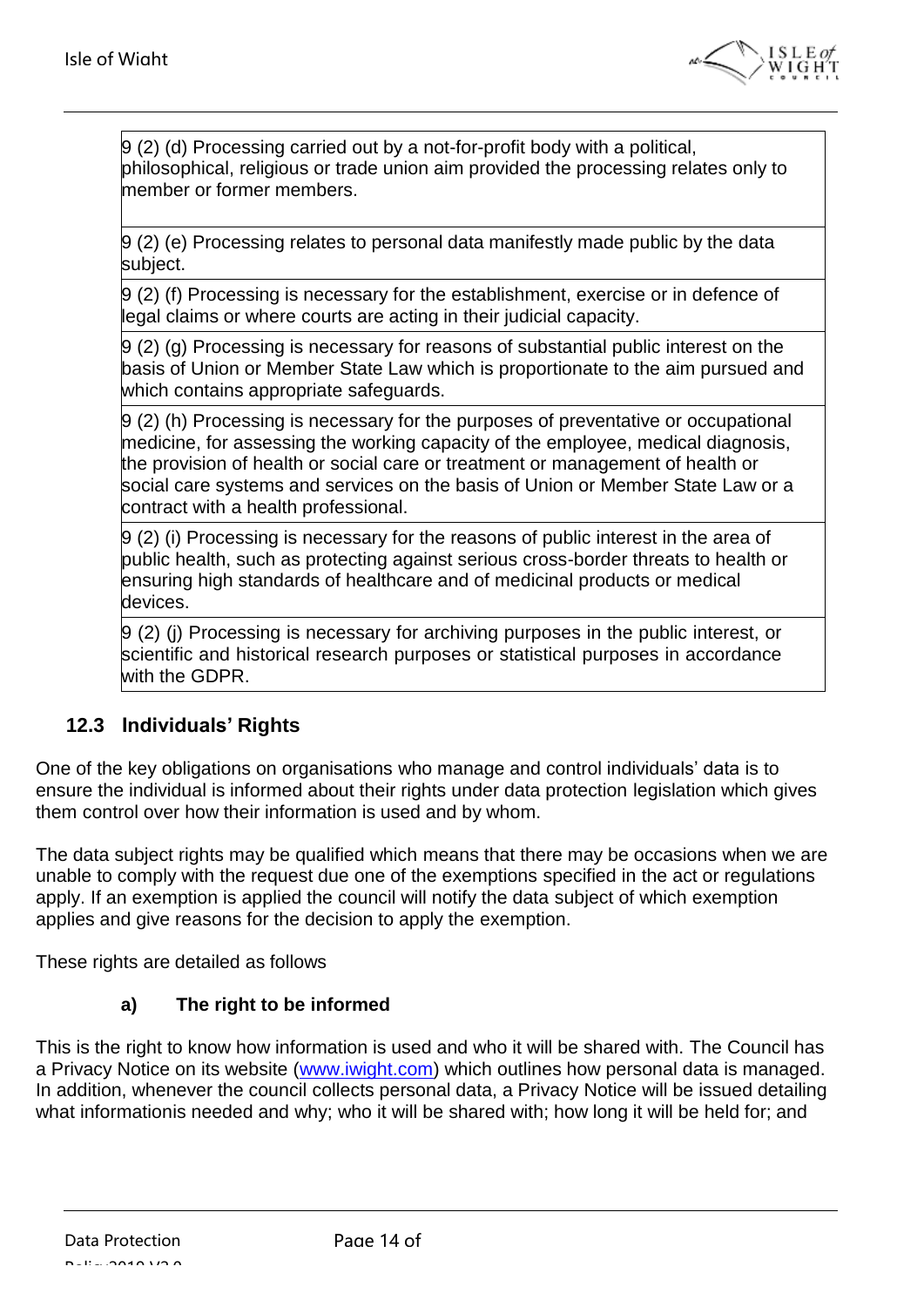| |
|---|
| 9 (2) (d) Processing carried out by a not-for-profit body with a political, philosophical, religious or trade union aim provided the processing relates only to member or former members. |
| 9 (2) (e) Processing relates to personal data manifestly made public by the data subject. |
| 9 (2) (f) Processing is necessary for the establishment, exercise or in defence of legal claims or where courts are acting in their judicial capacity. |
| 9 (2) (g) Processing is necessary for reasons of substantial public interest on the basis of Union or Member State Law which is proportionate to the aim pursued and which contains appropriate safeguards. |
| 9 (2) (h) Processing is necessary for the purposes of preventative or occupational medicine, for assessing the working capacity of the employee, medical diagnosis, the provision of health or social care or treatment or management of health or social care systems and services on the basis of Union or Member State Law or a contract with a health professional. |
| 9 (2) (i) Processing is necessary for the reasons of public interest in the area of public health, such as protecting against serious cross-border threats to health or ensuring high standards of healthcare and of medicinal products or medical devices. |
| 9 (2) (j) Processing is necessary for archiving purposes in the public interest, or scientific and historical research purposes or statistical purposes in accordance with the GDPR. |

### 12.3 Individuals' Rights

One of the key obligations on organisations who manage and control individuals' data is to ensure the individual is informed about their rights under data protection legislation which gives them control over how their information is used and by whom.

The data subject rights may be qualified which means that there may be occasions when we are unable to comply with the request due one of the exemptions specified in the act or regulations apply. If an exemption is applied the council will notify the data subject of which exemption applies and give reasons for the decision to apply the exemption.

These rights are detailed as follows

#### a) The right to be informed

This is the right to know how information is used and who it will be shared with. The Council has a Privacy Notice on its website ([www.iwight.com](www.iwight.com)) which outlines how personal data is managed. In addition, whenever the council collects personal data, a Privacy Notice will be issued detailing what informationis needed and why; who it will be shared with; how long it will be held for; and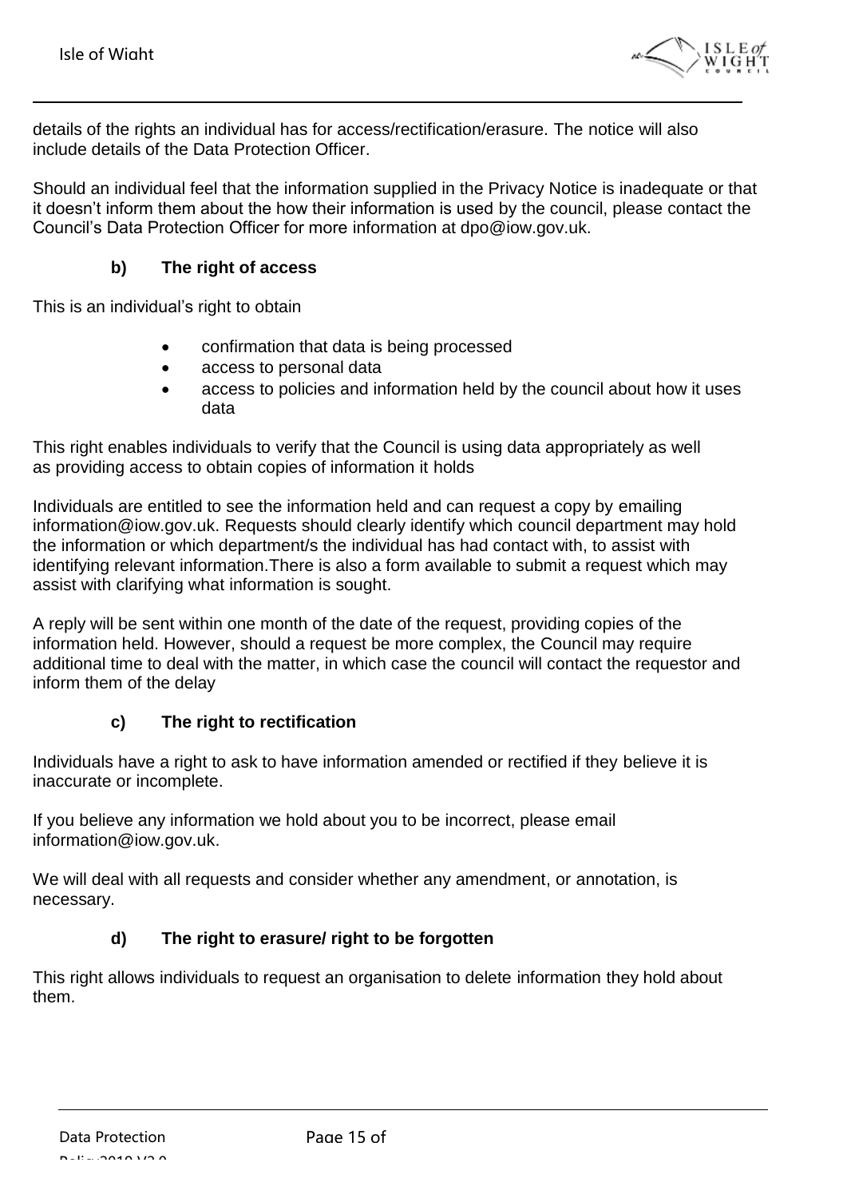details of the rights an individual has for access/rectification/erasure. The notice will also include details of the Data Protection Officer.

Should an individual feel that the information supplied in the Privacy Notice is inadequate or that it doesn't inform them about the how their information is used by the council, please contact the Council's Data Protection Officer for more information at dpo@iow.gov.uk.

### b) The right of access

This is an individual's right to obtain

- confirmation that data is being processed
- access to personal data
- access to policies and information held by the council about how it uses data

This right enables individuals to verify that the Council is using data appropriately as well as providing access to obtain copies of information it holds

Individuals are entitled to see the information held and can request a copy by emailing information@iow.gov.uk. Requests should clearly identify which council department may hold the information or which department/s the individual has had contact with, to assist with identifying relevant information.There is also a form available to submit a request which may assist with clarifying what information is sought.

A reply will be sent within one month of the date of the request, providing copies of the information held. However, should a request be more complex, the Council may require additional time to deal with the matter, in which case the council will contact the requestor and inform them of the delay

### c) The right to rectification

Individuals have a right to ask to have information amended or rectified if they believe it is inaccurate or incomplete.

If you believe any information we hold about you to be incorrect, please email information@iow.gov.uk.

We will deal with all requests and consider whether any amendment, or annotation, is necessary.

### d) The right to erasure/ right to be forgotten

This right allows individuals to request an organisation to delete information they hold about them.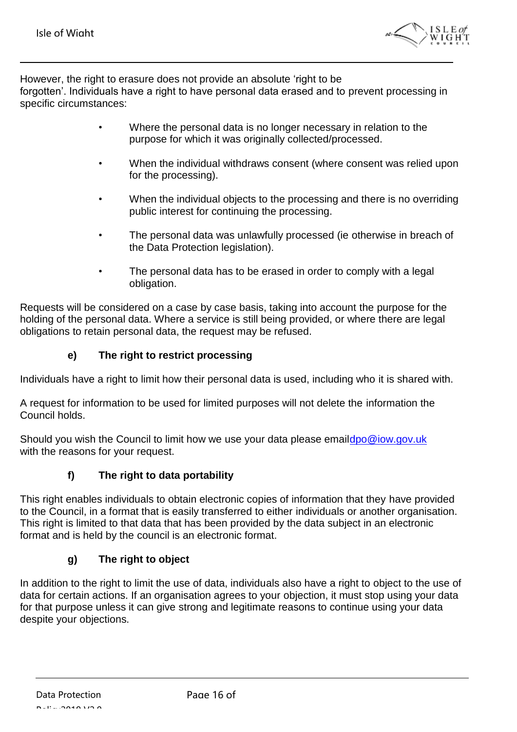However, the right to erasure does not provide an absolute 'right to be forgotten'. Individuals have a right to have personal data erased and to prevent processing in specific circumstances:

- Where the personal data is no longer necessary in relation to the purpose for which it was originally collected/processed.
- When the individual withdraws consent (where consent was relied upon for the processing).
- When the individual objects to the processing and there is no overriding public interest for continuing the processing.
- The personal data was unlawfully processed (ie otherwise in breach of the Data Protection legislation).
- The personal data has to be erased in order to comply with a legal obligation.

Requests will be considered on a case by case basis, taking into account the purpose for the holding of the personal data. Where a service is still being provided, or where there are legal obligations to retain personal data, the request may be refused.

**e) The right to restrict processing**

Individuals have a right to limit how their personal data is used, including who it is shared with.

A request for information to be used for limited purposes will not delete the information the Council holds.

Should you wish the Council to limit how we use your data please email[dpo@iow.gov.uk](mailto:dpo@iow.gov.uk) with the reasons for your request.

**f) The right to data portability**

This right enables individuals to obtain electronic copies of information that they have provided to the Council, in a format that is easily transferred to either individuals or another organisation. This right is limited to that data that has been provided by the data subject in an electronic format and is held by the council is an electronic format.

**g) The right to object**

In addition to the right to limit the use of data, individuals also have a right to object to the use of data for certain actions. If an organisation agrees to your objection, it must stop using your data for that purpose unless it can give strong and legitimate reasons to continue using your data despite your objections.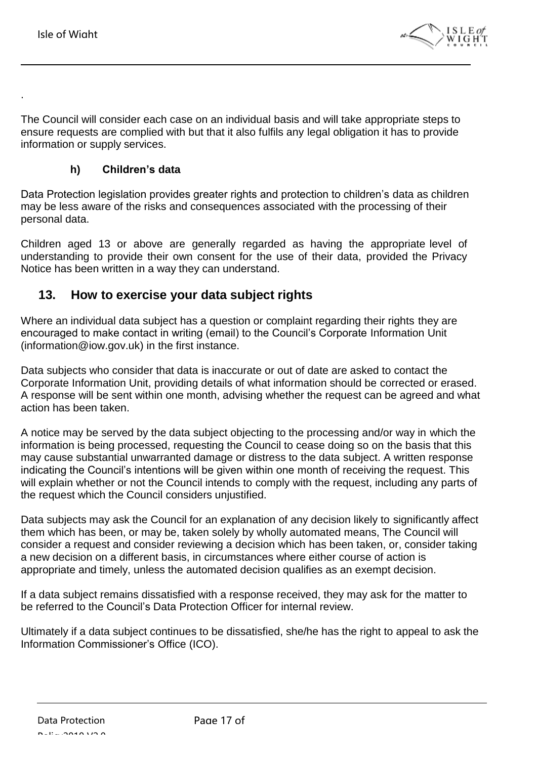.

The Council will consider each case on an individual basis and will take appropriate steps to ensure requests are complied with but that it also fulfils any legal obligation it has to provide information or supply services.

### h) Children's data

Data Protection legislation provides greater rights and protection to children's data as children may be less aware of the risks and consequences associated with the processing of their personal data.

Children aged 13 or above are generally regarded as having the appropriate level of understanding to provide their own consent for the use of their data, provided the Privacy Notice has been written in a way they can understand.

## 13. How to exercise your data subject rights

Where an individual data subject has a question or complaint regarding their rights they are encouraged to make contact in writing (email) to the Council's Corporate Information Unit (information@iow.gov.uk) in the first instance.

Data subjects who consider that data is inaccurate or out of date are asked to contact the Corporate Information Unit, providing details of what information should be corrected or erased. A response will be sent within one month, advising whether the request can be agreed and what action has been taken.

A notice may be served by the data subject objecting to the processing and/or way in which the information is being processed, requesting the Council to cease doing so on the basis that this may cause substantial unwarranted damage or distress to the data subject. A written response indicating the Council's intentions will be given within one month of receiving the request. This will explain whether or not the Council intends to comply with the request, including any parts of the request which the Council considers unjustified.

Data subjects may ask the Council for an explanation of any decision likely to significantly affect them which has been, or may be, taken solely by wholly automated means, The Council will consider a request and consider reviewing a decision which has been taken, or, consider taking a new decision on a different basis, in circumstances where either course of action is appropriate and timely, unless the automated decision qualifies as an exempt decision.

If a data subject remains dissatisfied with a response received, they may ask for the matter to be referred to the Council's Data Protection Officer for internal review.

Ultimately if a data subject continues to be dissatisfied, she/he has the right to appeal to ask the Information Commissioner's Office (ICO).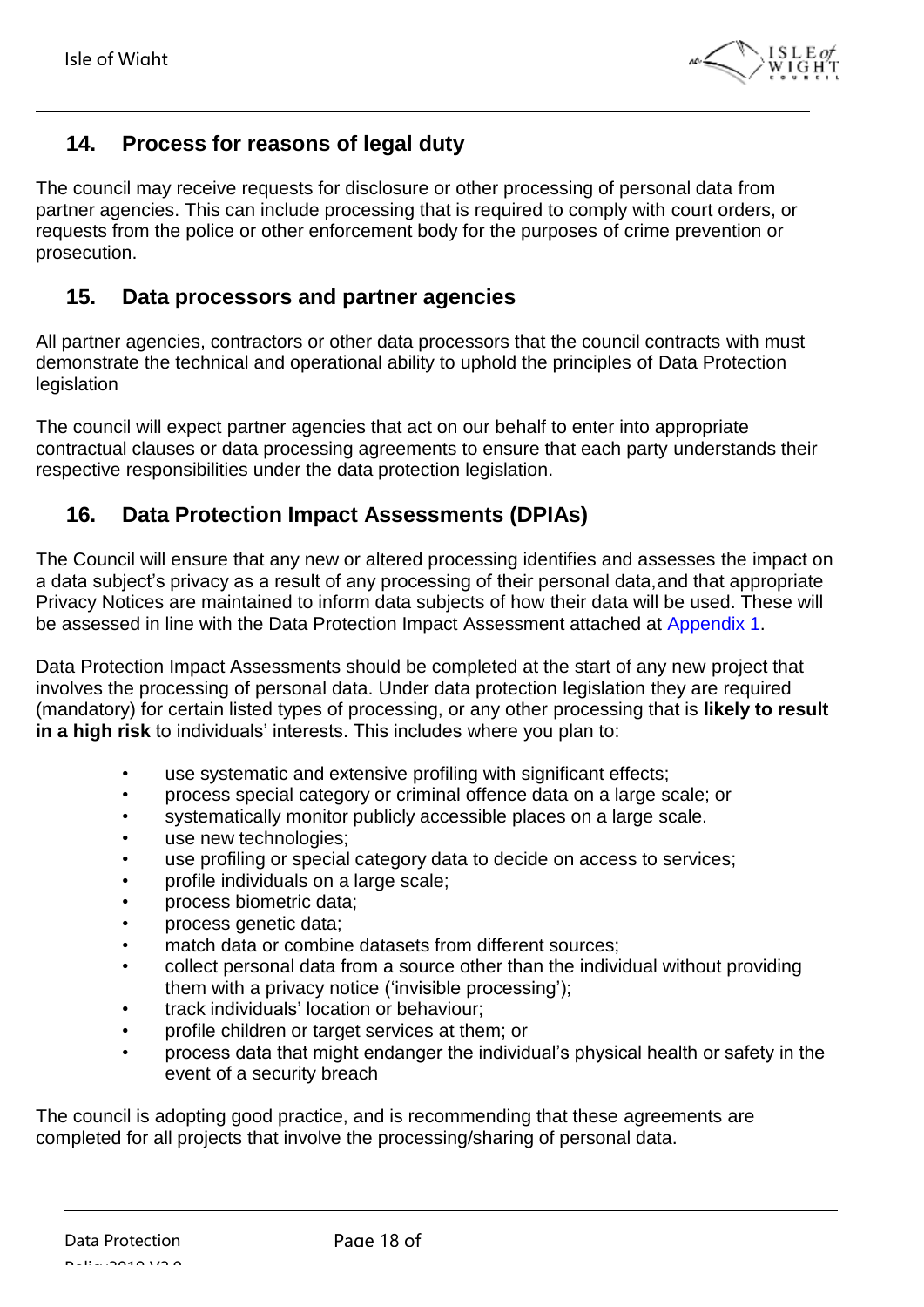## 14. Process for reasons of legal duty

The council may receive requests for disclosure or other processing of personal data from partner agencies. This can include processing that is required to comply with court orders, or requests from the police or other enforcement body for the purposes of crime prevention or prosecution.

## 15. Data processors and partner agencies

All partner agencies, contractors or other data processors that the council contracts with must demonstrate the technical and operational ability to uphold the principles of Data Protection legislation

The council will expect partner agencies that act on our behalf to enter into appropriate contractual clauses or data processing agreements to ensure that each party understands their respective responsibilities under the data protection legislation.

## 16. Data Protection Impact Assessments (DPIAs)

The Council will ensure that any new or altered processing identifies and assesses the impact on a data subject's privacy as a result of any processing of their personal data,and that appropriate Privacy Notices are maintained to inform data subjects of how their data will be used. These will be assessed in line with the Data Protection Impact Assessment attached at Appendix 1.

Data Protection Impact Assessments should be completed at the start of any new project that involves the processing of personal data. Under data protection legislation they are required (mandatory) for certain listed types of processing, or any other processing that is **likely to result in a high risk** to individuals' interests. This includes where you plan to:

- use systematic and extensive profiling with significant effects;
- process special category or criminal offence data on a large scale; or
- systematically monitor publicly accessible places on a large scale.
- use new technologies;
- use profiling or special category data to decide on access to services;
- profile individuals on a large scale;
- process biometric data;
- process genetic data;
- match data or combine datasets from different sources;
- collect personal data from a source other than the individual without providing them with a privacy notice ('invisible processing');
- track individuals' location or behaviour;
- profile children or target services at them; or
- process data that might endanger the individual's physical health or safety in the event of a security breach

The council is adopting good practice, and is recommending that these agreements are completed for all projects that involve the processing/sharing of personal data.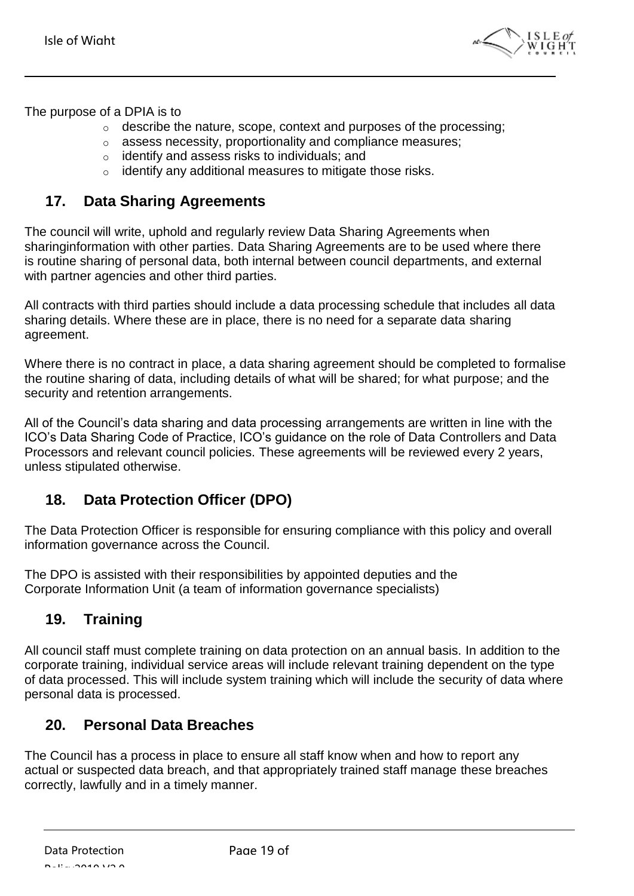The purpose of a DPIA is to

- describe the nature, scope, context and purposes of the processing;
- assess necessity, proportionality and compliance measures;
- identify and assess risks to individuals; and
- identify any additional measures to mitigate those risks.

## 17. Data Sharing Agreements

The council will write, uphold and regularly review Data Sharing Agreements when sharinginformation with other parties. Data Sharing Agreements are to be used where there is routine sharing of personal data, both internal between council departments, and external with partner agencies and other third parties.

All contracts with third parties should include a data processing schedule that includes all data sharing details. Where these are in place, there is no need for a separate data sharing agreement.

Where there is no contract in place, a data sharing agreement should be completed to formalise the routine sharing of data, including details of what will be shared; for what purpose; and the security and retention arrangements.

All of the Council's data sharing and data processing arrangements are written in line with the ICO's Data Sharing Code of Practice, ICO's guidance on the role of Data Controllers and Data Processors and relevant council policies. These agreements will be reviewed every 2 years, unless stipulated otherwise.

## 18. Data Protection Officer (DPO)

The Data Protection Officer is responsible for ensuring compliance with this policy and overall information governance across the Council.

The DPO is assisted with their responsibilities by appointed deputies and the Corporate Information Unit (a team of information governance specialists)

## 19. Training

All council staff must complete training on data protection on an annual basis. In addition to the corporate training, individual service areas will include relevant training dependent on the type of data processed. This will include system training which will include the security of data where personal data is processed.

## 20. Personal Data Breaches

The Council has a process in place to ensure all staff know when and how to report any actual or suspected data breach, and that appropriately trained staff manage these breaches correctly, lawfully and in a timely manner.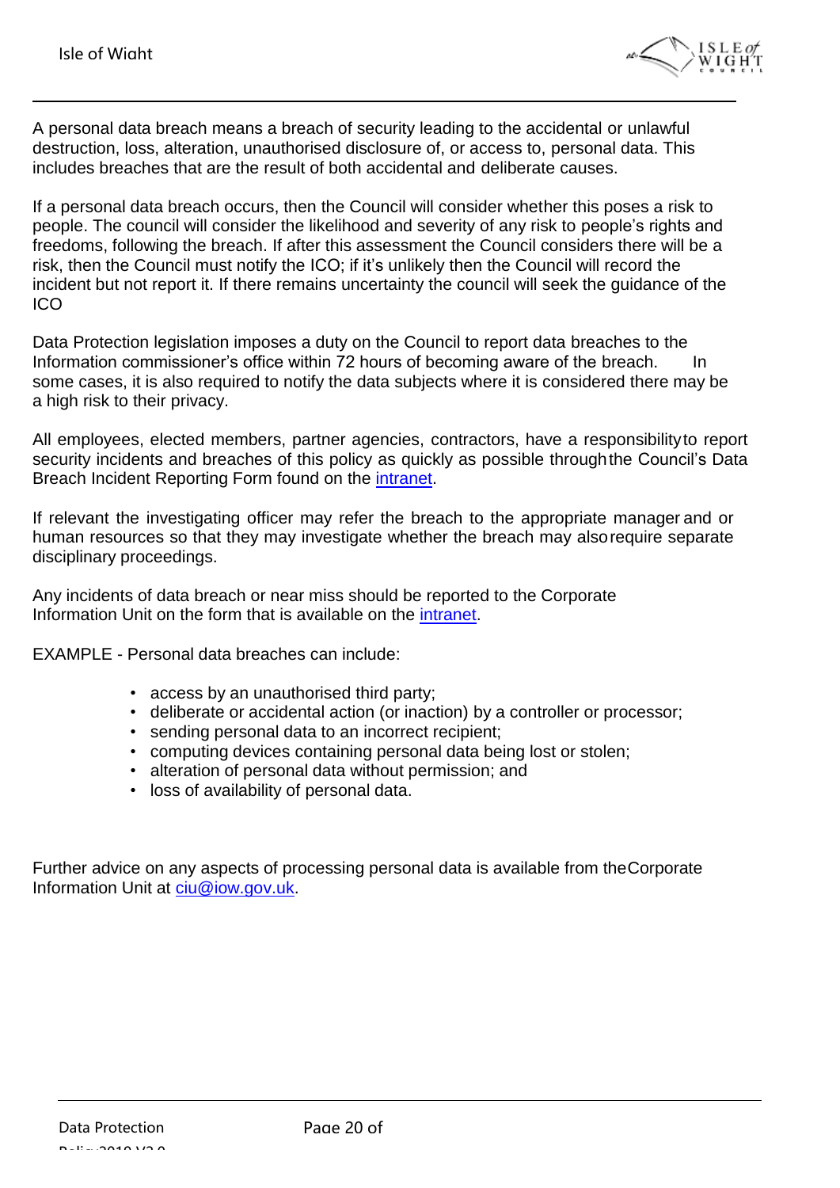A personal data breach means a breach of security leading to the accidental or unlawful destruction, loss, alteration, unauthorised disclosure of, or access to, personal data. This includes breaches that are the result of both accidental and deliberate causes.

If a personal data breach occurs, then the Council will consider whether this poses a risk to people. The council will consider the likelihood and severity of any risk to people's rights and freedoms, following the breach. If after this assessment the Council considers there will be a risk, then the Council must notify the ICO; if it's unlikely then the Council will record the incident but not report it. If there remains uncertainty the council will seek the guidance of the ICO

Data Protection legislation imposes a duty on the Council to report data breaches to the Information commissioner's office within 72 hours of becoming aware of the breach. In some cases, it is also required to notify the data subjects where it is considered there may be a high risk to their privacy.

All employees, elected members, partner agencies, contractors, have a responsibility to report security incidents and breaches of this policy as quickly as possible through the Council's Data Breach Incident Reporting Form found on the intranet.

If relevant the investigating officer may refer the breach to the appropriate manager and or human resources so that they may investigate whether the breach may also require separate disciplinary proceedings.

Any incidents of data breach or near miss should be reported to the Corporate Information Unit on the form that is available on the intranet.

EXAMPLE - Personal data breaches can include:

- access by an unauthorised third party;
- deliberate or accidental action (or inaction) by a controller or processor;
- sending personal data to an incorrect recipient;
- computing devices containing personal data being lost or stolen;
- alteration of personal data without permission; and
- loss of availability of personal data.

Further advice on any aspects of processing personal data is available from the Corporate Information Unit at ciu@iow.gov.uk.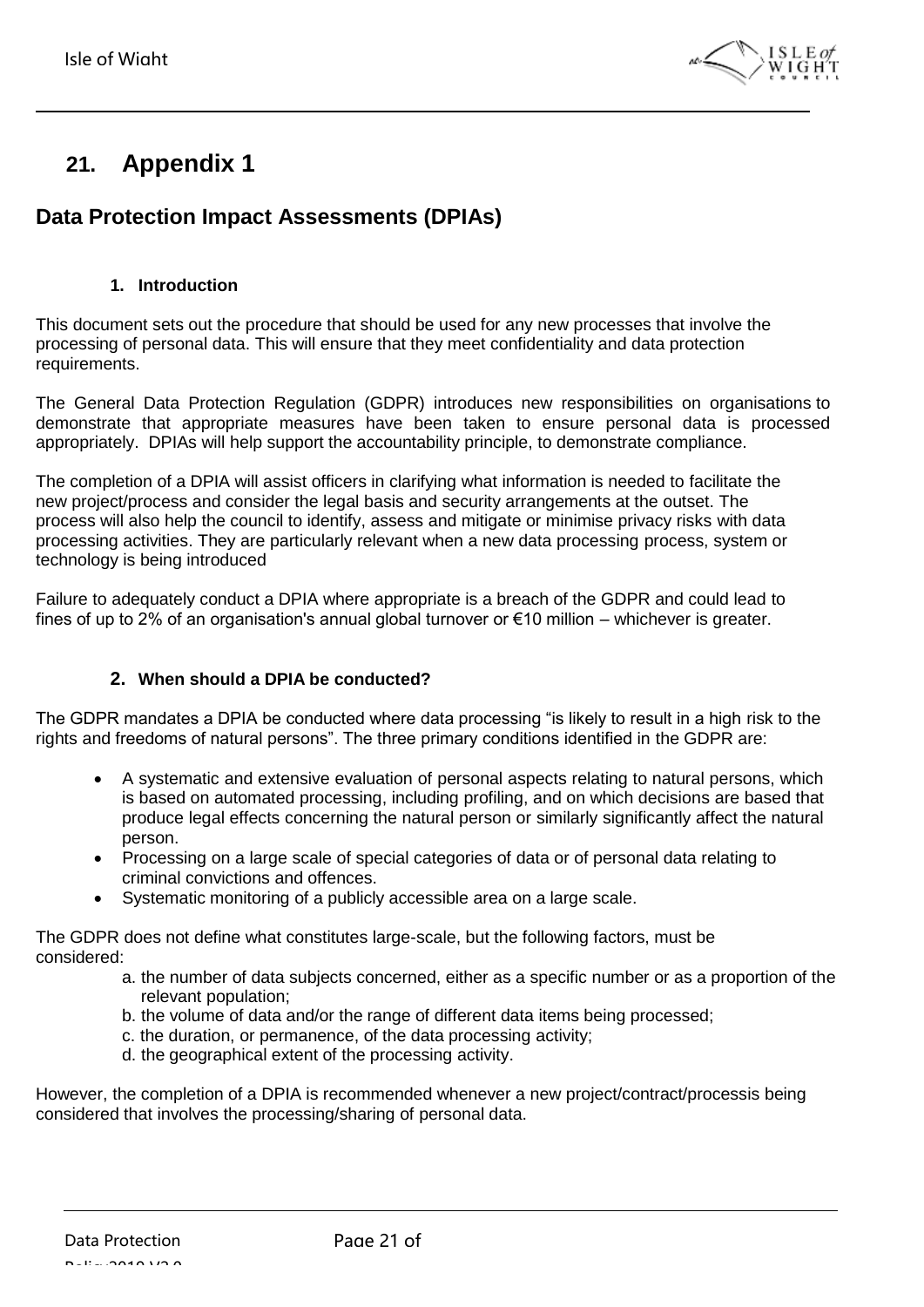## 21. Appendix 1

## Data Protection Impact Assessments (DPIAs)

### 1. Introduction

This document sets out the procedure that should be used for any new processes that involve the processing of personal data. This will ensure that they meet confidentiality and data protection requirements.

The General Data Protection Regulation (GDPR) introduces new responsibilities on organisations to demonstrate that appropriate measures have been taken to ensure personal data is processed appropriately. DPIAs will help support the accountability principle, to demonstrate compliance.

The completion of a DPIA will assist officers in clarifying what information is needed to facilitate the new project/process and consider the legal basis and security arrangements at the outset. The process will also help the council to identify, assess and mitigate or minimise privacy risks with data processing activities. They are particularly relevant when a new data processing process, system or technology is being introduced

Failure to adequately conduct a DPIA where appropriate is a breach of the GDPR and could lead to fines of up to 2% of an organisation's annual global turnover or €10 million – whichever is greater.

### 2. When should a DPIA be conducted?

The GDPR mandates a DPIA be conducted where data processing "is likely to result in a high risk to the rights and freedoms of natural persons". The three primary conditions identified in the GDPR are:

- A systematic and extensive evaluation of personal aspects relating to natural persons, which is based on automated processing, including profiling, and on which decisions are based that produce legal effects concerning the natural person or similarly significantly affect the natural person.
- Processing on a large scale of special categories of data or of personal data relating to criminal convictions and offences.
- Systematic monitoring of a publicly accessible area on a large scale.

The GDPR does not define what constitutes large-scale, but the following factors, must be considered:

a. the number of data subjects concerned, either as a specific number or as a proportion of the relevant population;
b. the volume of data and/or the range of different data items being processed;
c. the duration, or permanence, of the data processing activity;
d. the geographical extent of the processing activity.

However, the completion of a DPIA is recommended whenever a new project/contract/processis being considered that involves the processing/sharing of personal data.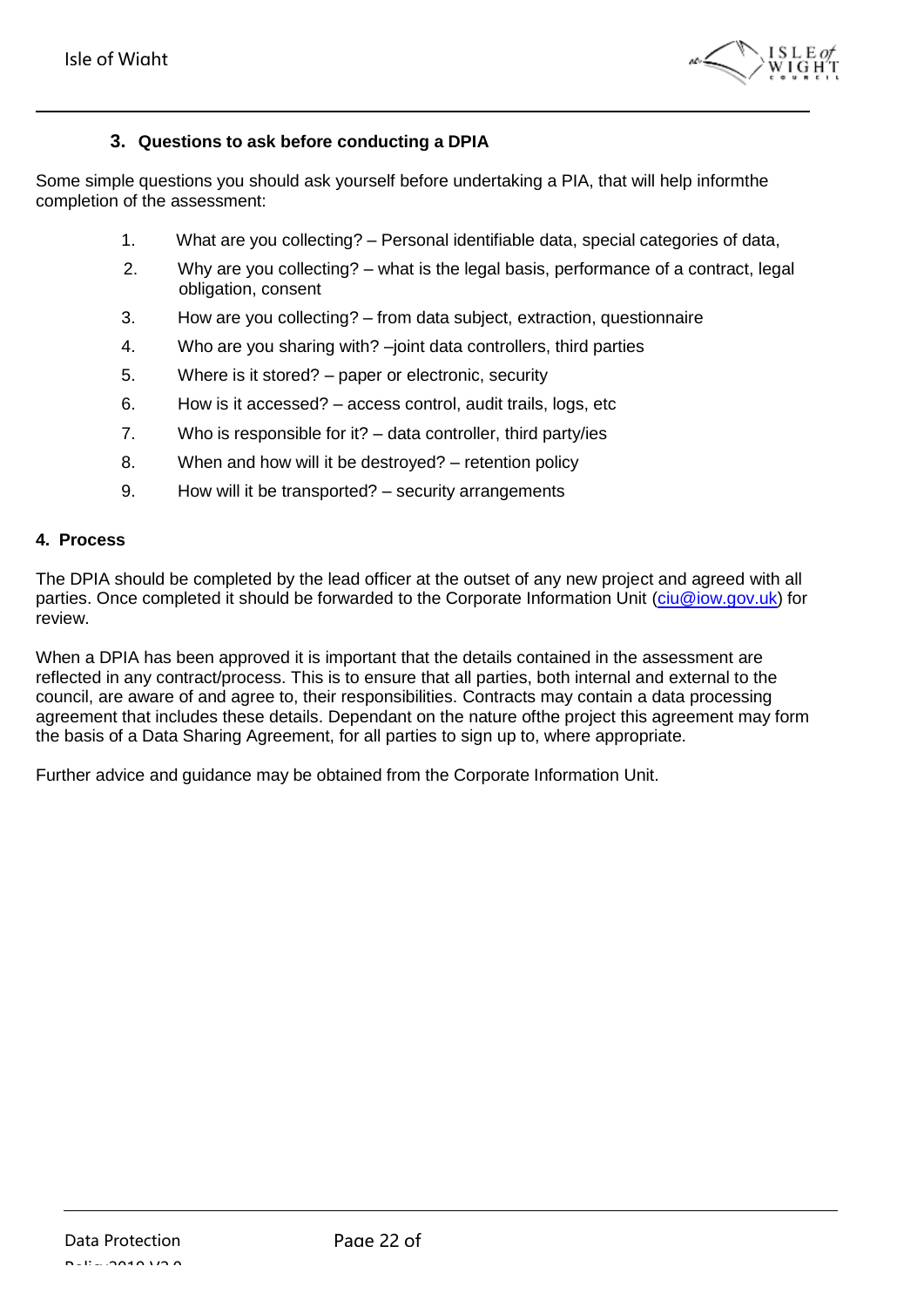## 3. Questions to ask before conducting a DPIA

Some simple questions you should ask yourself before undertaking a PIA, that will help informthe completion of the assessment:

1. What are you collecting? – Personal identifiable data, special categories of data,
2. Why are you collecting? – what is the legal basis, performance of a contract, legal obligation, consent
3. How are you collecting? – from data subject, extraction, questionnaire
4. Who are you sharing with? –joint data controllers, third parties
5. Where is it stored? – paper or electronic, security
6. How is it accessed? – access control, audit trails, logs, etc
7. Who is responsible for it? – data controller, third party/ies
8. When and how will it be destroyed? – retention policy
9. How will it be transported? – security arrangements

## 4. Process

The DPIA should be completed by the lead officer at the outset of any new project and agreed with all parties. Once completed it should be forwarded to the Corporate Information Unit (ciu@iow.gov.uk) for review.

When a DPIA has been approved it is important that the details contained in the assessment are reflected in any contract/process. This is to ensure that all parties, both internal and external to the council, are aware of and agree to, their responsibilities. Contracts may contain a data processing agreement that includes these details. Dependant on the nature ofthe project this agreement may form the basis of a Data Sharing Agreement, for all parties to sign up to, where appropriate.

Further advice and guidance may be obtained from the Corporate Information Unit.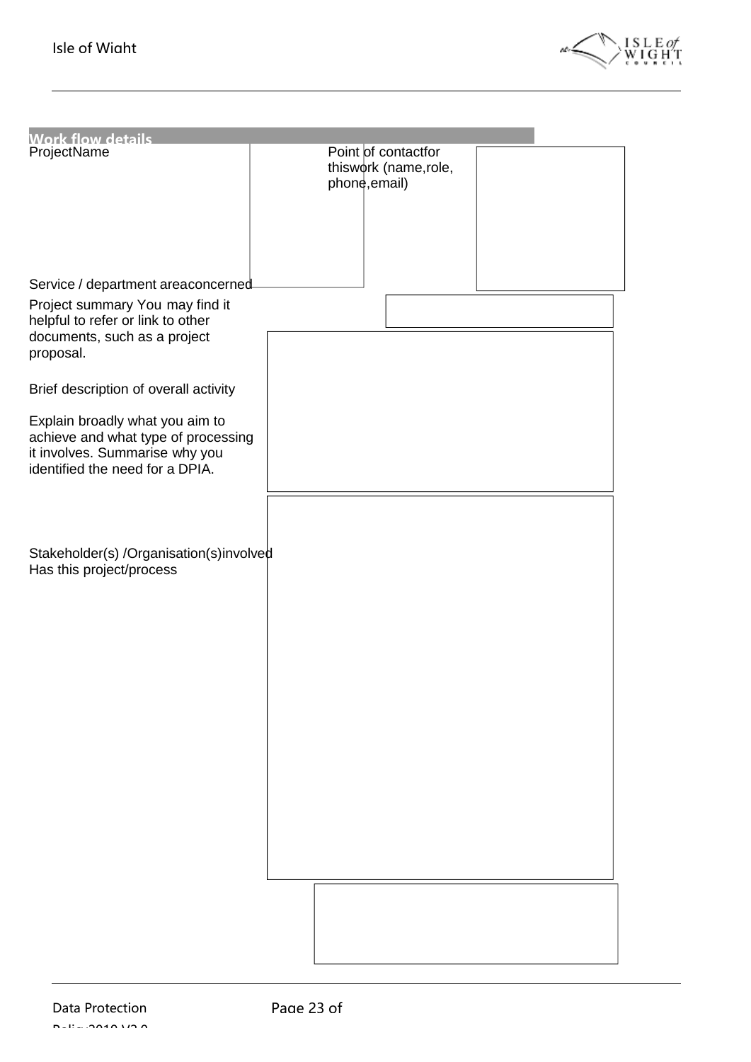## Work flow details

| | | | |
|---|---|---|---|
| ProjectName | | Point of contactfor thiswork (name,role, phone,email) | |
| Service / department areaconcerned | | | |
| Project summary You may find it helpful to refer or link to other documents, such as a project proposal.<br><br>Brief description of overall activity<br><br>Explain broadly what you aim to achieve and what type of processing it involves. Summarise why you identified the need for a DPIA. | | | |
| Stakeholder(s) /Organisation(s)involved<br>Has this project/process | | | |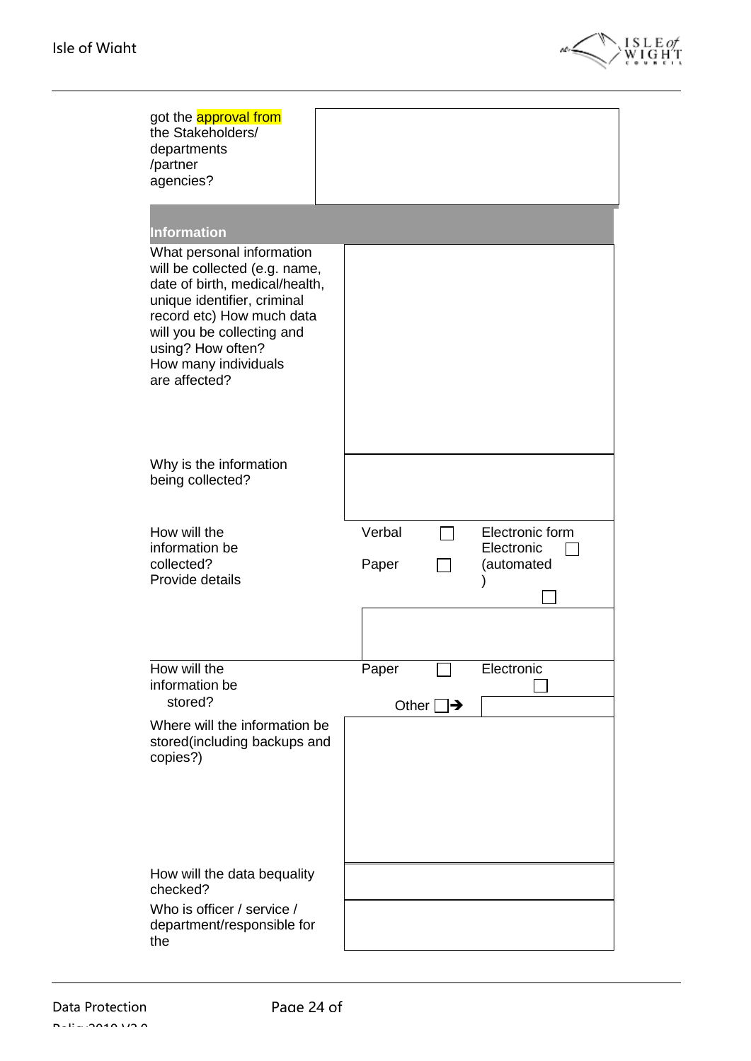| | |
|---|---|
| got the approval from the Stakeholders/ departments /partner agencies? | |
| **Information** | |
| What personal information will be collected (e.g. name, date of birth, medical/health, unique identifier, criminal record etc) How much data will you be collecting and using? How often? How many individuals are affected? | |
| Why is the information being collected? | |
| How will the information be collected? Provide details | Verbal ☐ Paper ☐ Electronic form ☐ Electronic (automated) ☐ |
| How will the information be stored? | Paper ☐ Electronic ☐ Other ☐➔ |
| Where will the information be stored(including backups and copies?) | |
| How will the data bequality checked? | |
| Who is officer / service / department/responsible for the | |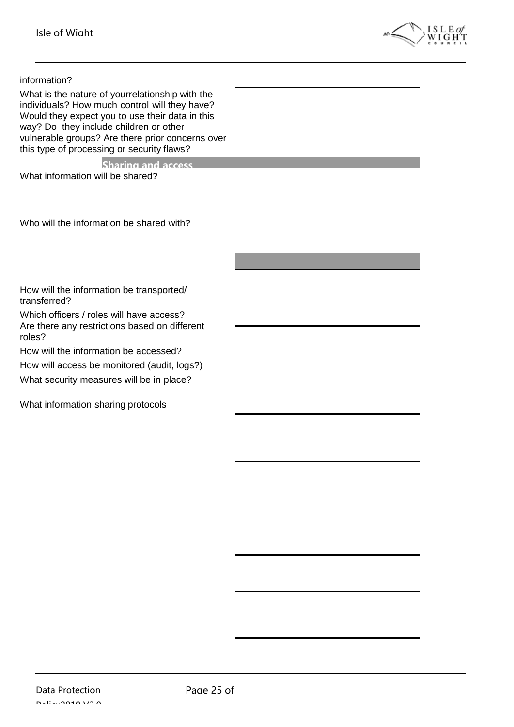| | |
|---|---|
| information? | |
| What is the nature of yourrelationship with the individuals? How much control will they have? Would they expect you to use their data in this way? Do they include children or other vulnerable groups? Are there prior concerns over this type of processing or security flaws? | |
| **Sharing and access** | |
| What information will be shared? | |
| Who will the information be shared with? | |
| | |
| How will the information be transported/ transferred? | |
| Which officers / roles will have access? Are there any restrictions based on different roles? | |
| How will the information be accessed? | |
| How will access be monitored (audit, logs?) | |
| What security measures will be in place? | |
| What information sharing protocols | |
| | |
| | |
| | |
| | |
| | |
| | |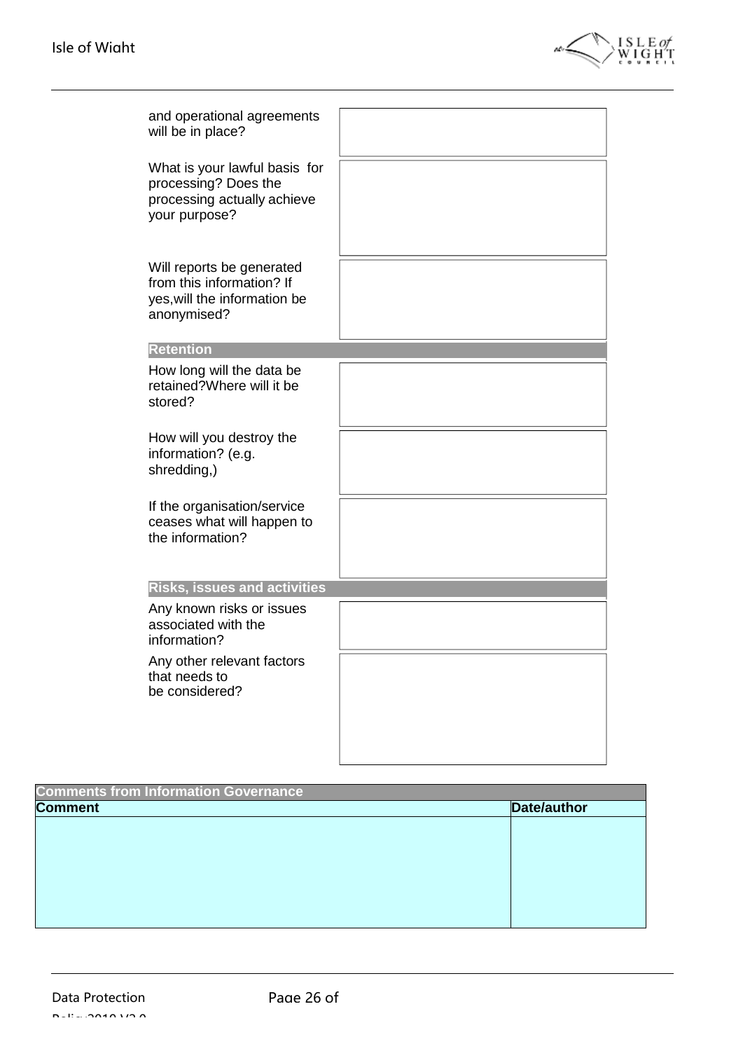| | |
|---|---|
| and operational agreements will be in place? | |
| What is your lawful basis for processing? Does the processing actually achieve your purpose? | |
| Will reports be generated from this information? If yes,will the information be anonymised? | |
| **Retention** | |
| How long will the data be retained?Where will it be stored? | |
| How will you destroy the information? (e.g. shredding,) | |
| If the organisation/service ceases what will happen to the information? | |
| **Risks, issues and activities** | |
| Any known risks or issues associated with the information? | |
| Any other relevant factors that needs to be considered? | |

| **Comments from Information Governance** | |
|---|---|
| **Comment** | **Date/author** |
| | |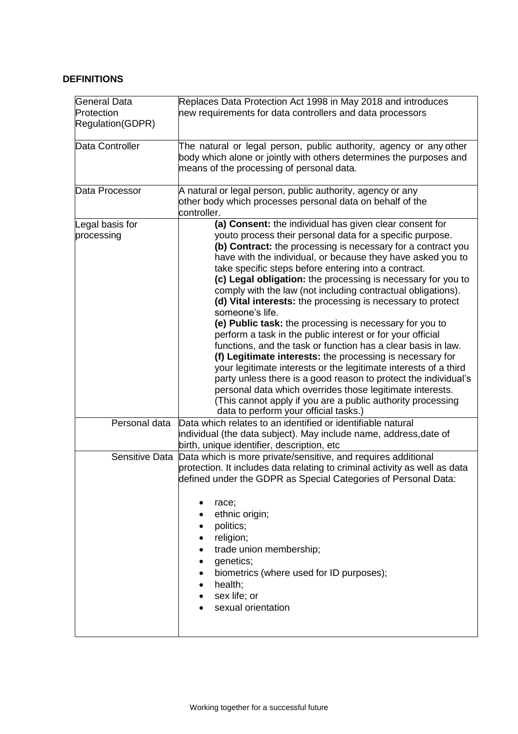**DEFINITIONS**

| | |
|---|---|
| General Data Protection Regulation(GDPR) | Replaces Data Protection Act 1998 in May 2018 and introduces new requirements for data controllers and data processors |
| Data Controller | The natural or legal person, public authority, agency or any other body which alone or jointly with others determines the purposes and means of the processing of personal data. |
| Data Processor | A natural or legal person, public authority, agency or any other body which processes personal data on behalf of the controller. |
| Legal basis for processing | **(a) Consent:** the individual has given clear consent for youto process their personal data for a specific purpose.<br>**(b) Contract:** the processing is necessary for a contract you have with the individual, or because they have asked you to take specific steps before entering into a contract.<br>**(c) Legal obligation:** the processing is necessary for you to comply with the law (not including contractual obligations).<br>**(d) Vital interests:** the processing is necessary to protect someone's life.<br>**(e) Public task:** the processing is necessary for you to perform a task in the public interest or for your official functions, and the task or function has a clear basis in law.<br>**(f) Legitimate interests:** the processing is necessary for your legitimate interests or the legitimate interests of a third party unless there is a good reason to protect the individual's personal data which overrides those legitimate interests. (This cannot apply if you are a public authority processing data to perform your official tasks.) |
| Personal data | Data which relates to an identified or identifiable natural individual (the data subject). May include name, address,date of birth, unique identifier, description, etc |
| Sensitive Data | Data which is more private/sensitive, and requires additional protection. It includes data relating to criminal activity as well as data defined under the GDPR as Special Categories of Personal Data:<br>• race;<br>• ethnic origin;<br>• politics;<br>• religion;<br>• trade union membership;<br>• genetics;<br>• biometrics (where used for ID purposes);<br>• health;<br>• sex life; or<br>• sexual orientation |